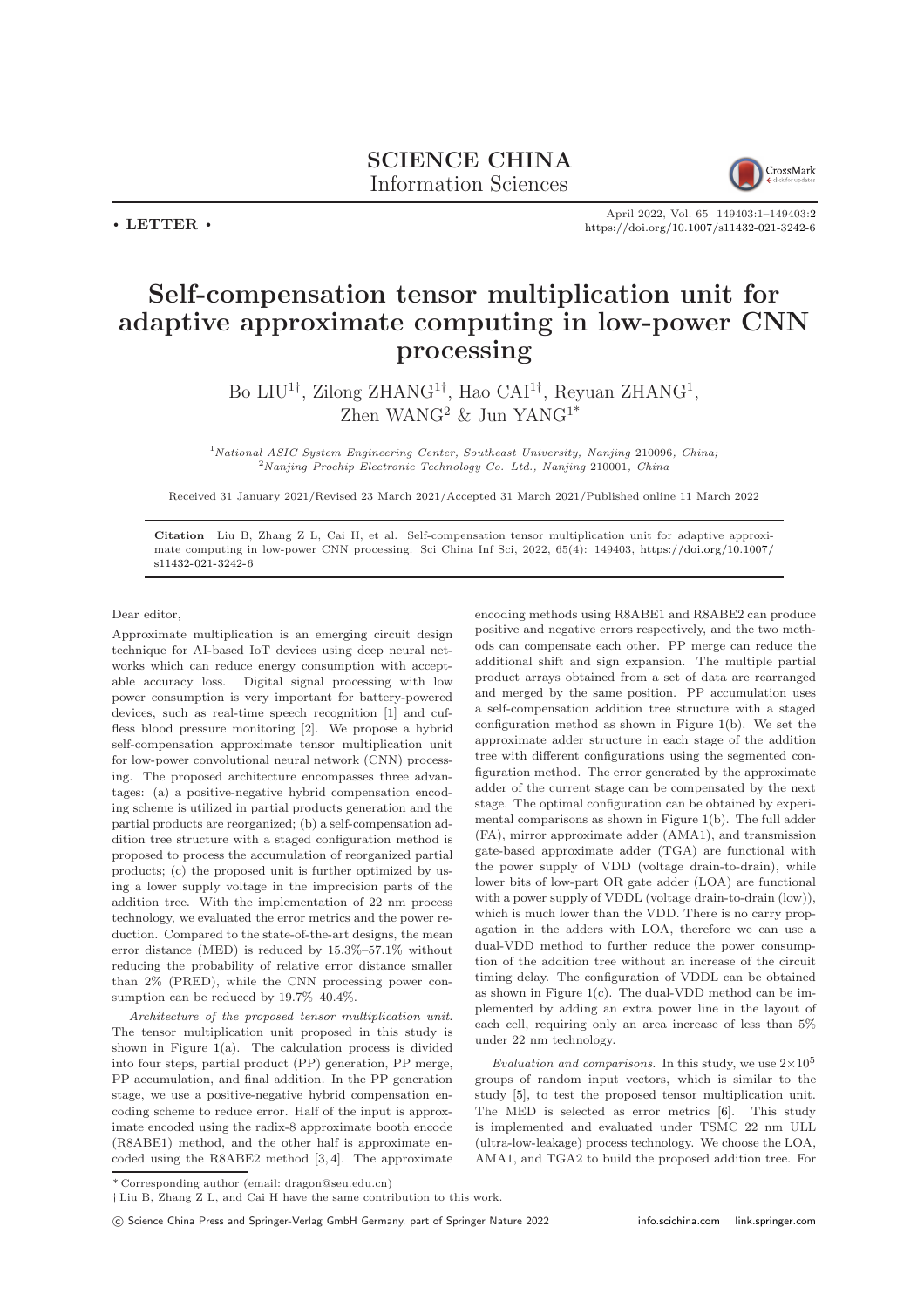**SCIENCE CHINA**
**Information Sciences**

• **LETTER** •

# Self-compensation tensor multiplication unit for adaptive approximate computing in low-power CNN processing

Bo LIU[1†], Zilong ZHANG[1†], Hao CAI[1†], Reyuan ZHANG[1], Zhen WANG[2] & Jun YANG[1*]

[1] *National ASIC System Engineering Center, Southeast University, Nanjing* 210096*, China;*
[2] *Nanjing Prochip Electronic Technology Co. Ltd., Nanjing* 210001*, China*

Received 31 January 2021/Revised 23 March 2021/Accepted 31 March 2021/Published online 11 March 2022

**Citation** Liu B, Zhang Z L, Cai H, et al. Self-compensation tensor multiplication unit for adaptive approximate computing in low-power CNN processing. Sci China Inf Sci, 2022, 65(4): 149403, https://doi.org/10.1007/s11432-021-3242-6

Dear editor,

Approximate multiplication is an emerging circuit design technique for AI-based IoT devices using deep neural networks which can reduce energy consumption with acceptable accuracy loss. Digital signal processing with low power consumption is very important for battery-powered devices, such as real-time speech recognition [1] and cuffless blood pressure monitoring [2]. We propose a hybrid self-compensation approximate tensor multiplication unit for low-power convolutional neural network (CNN) processing. The proposed architecture encompasses three advantages: (a) a positive-negative hybrid compensation encoding scheme is utilized in partial products generation and the partial products are reorganized; (b) a self-compensation addition tree structure with a staged configuration method is proposed to process the accumulation of reorganized partial products; (c) the proposed unit is further optimized by using a lower supply voltage in the imprecision parts of the addition tree. With the implementation of 22 nm process technology, we evaluated the error metrics and the power reduction. Compared to the state-of-the-art designs, the mean error distance (MED) is reduced by 15.3%–57.1% without reducing the probability of relative error distance smaller than 2% (PRED), while the CNN processing power consumption can be reduced by 19.7%–40.4%.

*Architecture of the proposed tensor multiplication unit.* The tensor multiplication unit proposed in this study is shown in Figure 1(a). The calculation process is divided into four steps, partial product (PP) generation, PP merge, PP accumulation, and final addition. In the PP generation stage, we use a positive-negative hybrid compensation encoding scheme to reduce error. Half of the input is approximate encoded using the radix-8 approximate booth encode (R8ABE1) method, and the other half is approximate encoded using the R8ABE2 method [3, 4]. The approximate encoding methods using R8ABE1 and R8ABE2 can produce positive and negative errors respectively, and the two methods can compensate each other. PP merge can reduce the additional shift and sign expansion. The multiple partial product arrays obtained from a set of data are rearranged and merged by the same position. PP accumulation uses a self-compensation addition tree structure with a staged configuration method as shown in Figure 1(b). We set the approximate adder structure in each stage of the addition tree with different configurations using the segmented configuration method. The error generated by the approximate adder of the current stage can be compensated by the next stage. The optimal configuration can be obtained by experimental comparisons as shown in Figure 1(b). The full adder (FA), mirror approximate adder (AMA1), and transmission gate-based approximate adder (TGA) are functional with the power supply of VDD (voltage drain-to-drain), while lower bits of low-part OR gate adder (LOA) are functional with a power supply of VDDL (voltage drain-to-drain (low)), which is much lower than the VDD. There is no carry propagation in the adders with LOA, therefore we can use a dual-VDD method to further reduce the power consumption of the addition tree without an increase of the circuit timing delay. The configuration of VDDL can be obtained as shown in Figure 1(c). The dual-VDD method can be implemented by adding an extra power line in the layout of each cell, requiring only an area increase of less than 5% under 22 nm technology.

*Evaluation and comparisons.* In this study, we use $2\times10^5$ groups of random input vectors, which is similar to the study [5], to test the proposed tensor multiplication unit. The MED is selected as error metrics [6]. This study is implemented and evaluated under TSMC 22 nm ULL (ultra-low-leakage) process technology. We choose the LOA, AMA1, and TGA2 to build the proposed addition tree. For

\* Corresponding author (email: dragon@seu.edu.cn)

† Liu B, Zhang Z L, and Cai H have the same contribution to this work.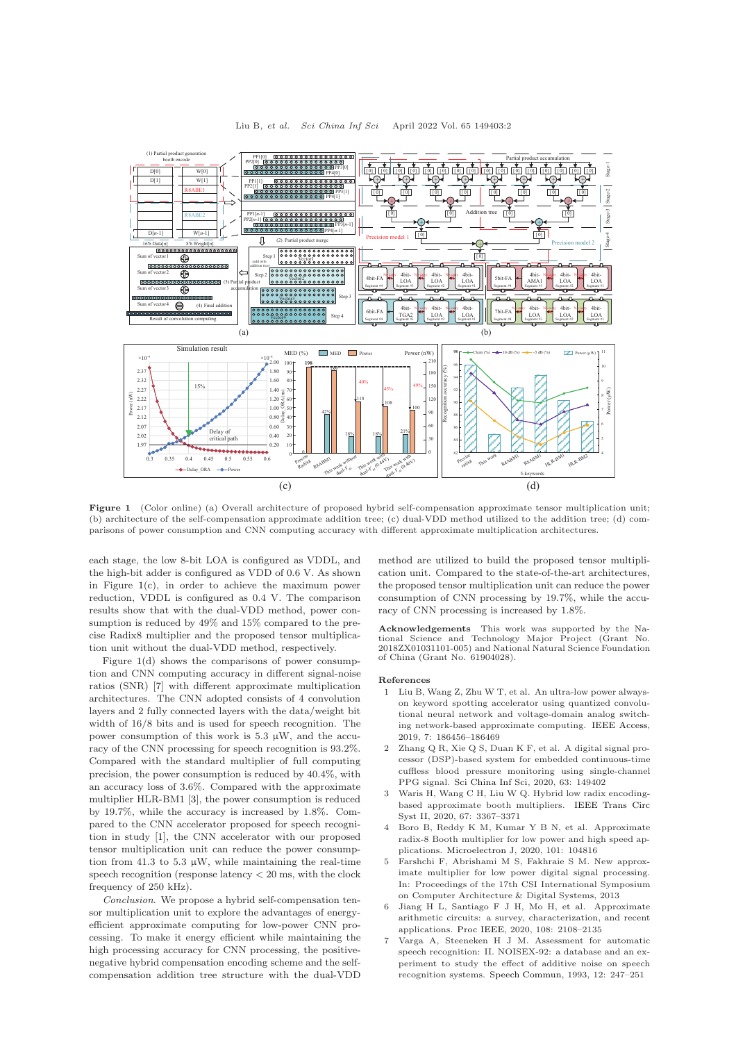Figure 1 (Color online) (a) Overall architecture of proposed hybrid self-compensation approximate tensor multiplication unit; (b) architecture of the self-compensation approximate addition tree; (c) dual-VDD method utilized to the addition tree; (d) comparisons of power consumption and CNN computing accuracy with different approximate multiplication architectures.

each stage, the low 8-bit LOA is configured as VDDL, and the high-bit adder is configured as VDD of 0.6 V. As shown in Figure 1(c), in order to achieve the maximum power reduction, VDDL is configured as 0.4 V. The comparison results show that with the dual-VDD method, power consumption is reduced by 49% and 15% compared to the precise Radix8 multiplier and the proposed tensor multiplication unit without the dual-VDD method, respectively.

Figure 1(d) shows the comparisons of power consumption and CNN computing accuracy in different signal-noise ratios (SNR) [7] with different approximate multiplication architectures. The CNN adopted consists of 4 convolution layers and 2 fully connected layers with the data/weight bit width of 16/8 bits and is used for speech recognition. The power consumption of this work is 5.3 µW, and the accuracy of the CNN processing for speech recognition is 93.2%. Compared with the standard multiplier of full computing precision, the power consumption is reduced by 40.4%, with an accuracy loss of 3.6%. Compared with the approximate multiplier HLR-BM1 [3], the power consumption is reduced by 19.7%, while the accuracy is increased by 1.8%. Compared to the CNN accelerator proposed for speech recognition in study [1], the CNN accelerator with our proposed tensor multiplication unit can reduce the power consumption from 41.3 to 5.3 µW, while maintaining the real-time speech recognition (response latency < 20 ms, with the clock frequency of 250 kHz).

*Conclusion.* We propose a hybrid self-compensation tensor multiplication unit to explore the advantages of energy-efficient approximate computing for low-power CNN processing. To make it energy efficient while maintaining the high processing accuracy for CNN processing, the positive-negative hybrid compensation encoding scheme and the self-compensation addition tree structure with the dual-VDD method are utilized to build the proposed tensor multiplication unit. Compared to the state-of-the-art architectures, the proposed tensor multiplication unit can reduce the power consumption of CNN processing by 19.7%, while the accuracy of CNN processing is increased by 1.8%.

**Acknowledgements** This work was supported by the National Science and Technology Major Project (Grant No. 2018ZX01031101-005) and National Natural Science Foundation of China (Grant No. 61904028).

**References**

1. Liu B, Wang Z, Zhu W T, et al. An ultra-low power always-on keyword spotting accelerator using quantized convolutional neural network and voltage-domain analog switching network-based approximate computing. IEEE Access, 2019, 7: 186456–186469
2. Zhang Q R, Xie Q S, Duan K F, et al. A digital signal processor (DSP)-based system for embedded continuous-time cuffless blood pressure monitoring using single-channel PPG signal. Sci China Inf Sci, 2020, 63: 149402
3. Waris H, Wang C H, Liu W Q. Hybrid low radix encoding-based approximate booth multipliers. IEEE Trans Circ Syst II, 2020, 67: 3367–3371
4. Boro B, Reddy K M, Kumar Y B N, et al. Approximate radix-8 Booth multiplier for low power and high speed applications. Microelectron J, 2020, 101: 104816
5. Farshchi F, Abrishami M S, Fakhraie S M. New approximate multiplier for low power digital signal processing. In: Proceedings of the 17th CSI International Symposium on Computer Architecture & Digital Systems, 2013
6. Jiang H L, Santiago F J H, Mo H, et al. Approximate arithmetic circuits: a survey, characterization, and recent applications. Proc IEEE, 2020, 108: 2108–2135
7. Varga A, Steeneken H J M. Assessment for automatic speech recognition: II. NOISEX-92: a database and an experiment to study the effect of additive noise on speech recognition systems. Speech Commun, 1993, 12: 247–251